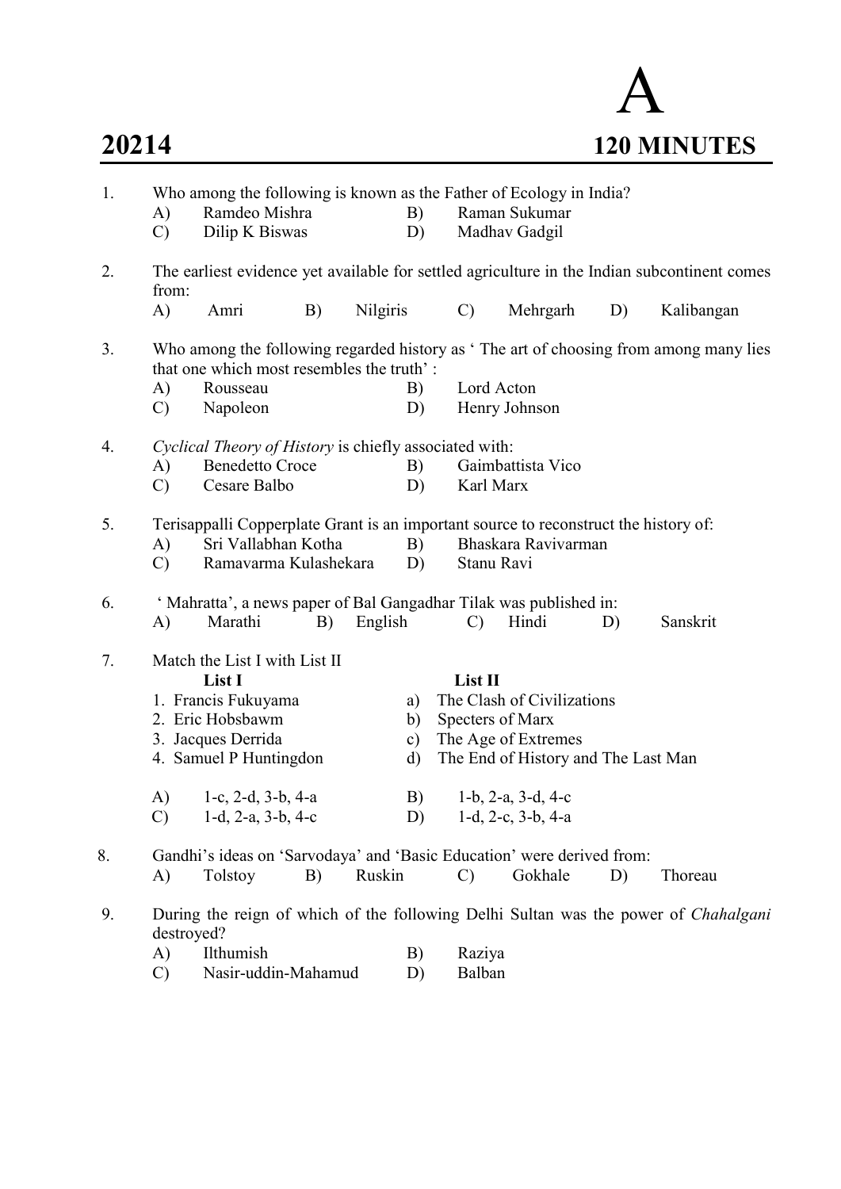# A

## 20214 — 120 MINUTES

1. Who among the following is known as the Father of Ecology in India?
   - A) Ramdeo Mishra
   - B) Raman Sukumar
   - C) Dilip K Biswas
   - D) Madhav Gadgil

2. The earliest evidence yet available for settled agriculture in the Indian subcontinent comes from:
   - A) Amri
   - B) Nilgiris
   - C) Mehrgarh
   - D) Kalibangan

3. Who among the following regarded history as ' The art of choosing from among many lies that one which most resembles the truth' :
   - A) Rousseau
   - B) Lord Acton
   - C) Napoleon
   - D) Henry Johnson

4. *Cyclical Theory of History* is chiefly associated with:
   - A) Benedetto Croce
   - B) Gaimbattista Vico
   - C) Cesare Balbo
   - D) Karl Marx

5. Terisappalli Copperplate Grant is an important source to reconstruct the history of:
   - A) Sri Vallabhan Kotha
   - B) Bhaskara Ravivarman
   - C) Ramavarma Kulashekara
   - D) Stanu Ravi

6. ' Mahratta', a news paper of Bal Gangadhar Tilak was published in:
   - A) Marathi
   - B) English
   - C) Hindi
   - D) Sanskrit

7. Match the List I with List II

   | List I | List II |
   |---|---|
   | 1. Francis Fukuyama | a) The Clash of Civilizations |
   | 2. Eric Hobsbawm | b) Specters of Marx |
   | 3. Jacques Derrida | c) The Age of Extremes |
   | 4. Samuel P Huntingdon | d) The End of History and The Last Man |

   - A) 1-c, 2-d, 3-b, 4-a
   - B) 1-b, 2-a, 3-d, 4-c
   - C) 1-d, 2-a, 3-b, 4-c
   - D) 1-d, 2-c, 3-b, 4-a

8. Gandhi's ideas on 'Sarvodaya' and 'Basic Education' were derived from:
   - A) Tolstoy
   - B) Ruskin
   - C) Gokhale
   - D) Thoreau

9. During the reign of which of the following Delhi Sultan was the power of *Chahalgani* destroyed?
   - A) Ilthumish
   - B) Raziya
   - C) Nasir-uddin-Mahamud
   - D) Balban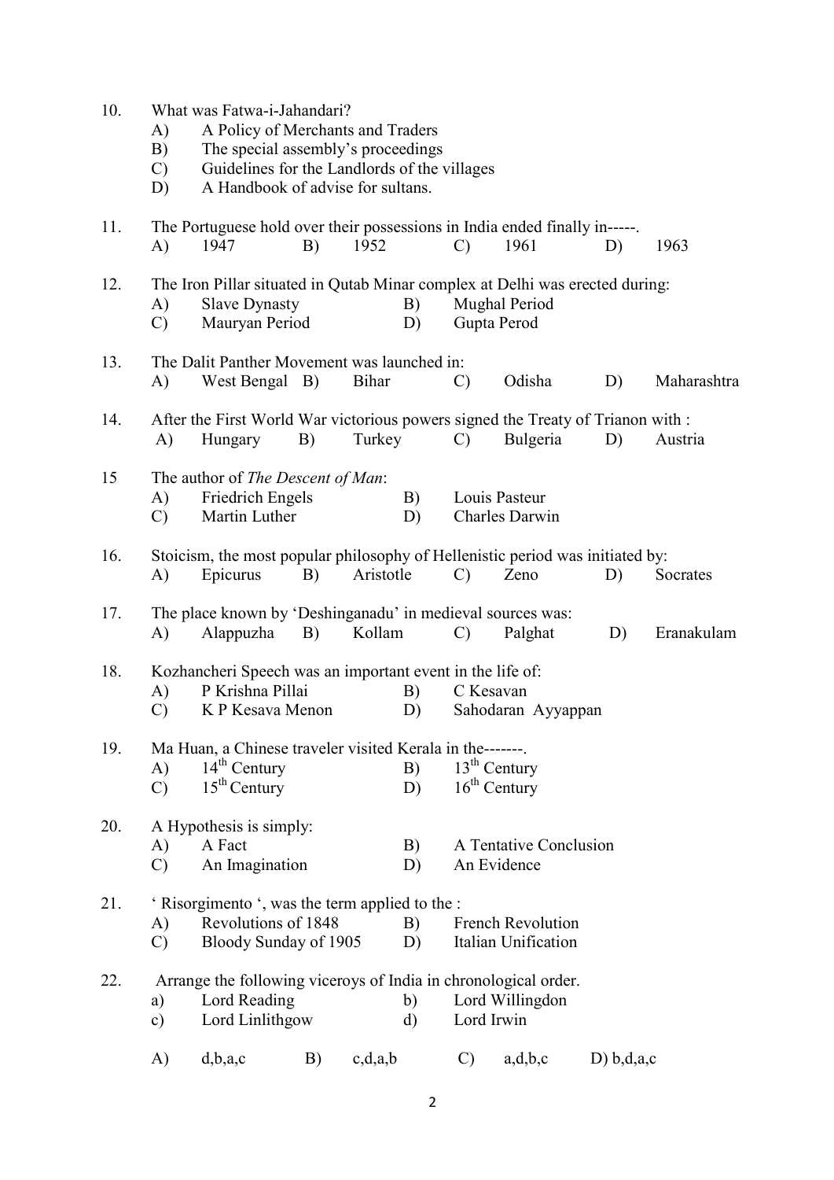10. What was Fatwa-i-Jahandari?
    A) A Policy of Merchants and Traders
    B) The special assembly's proceedings
    C) Guidelines for the Landlords of the villages
    D) A Handbook of advise for sultans.

11. The Portuguese hold over their possessions in India ended finally in-----.
    A) 1947 B) 1952 C) 1961 D) 1963

12. The Iron Pillar situated in Qutab Minar complex at Delhi was erected during:
    A) Slave Dynasty B) Mughal Period
    C) Mauryan Period D) Gupta Perod

13. The Dalit Panther Movement was launched in:
    A) West Bengal B) Bihar C) Odisha D) Maharashtra

14. After the First World War victorious powers signed the Treaty of Trianon with :
    A) Hungary B) Turkey C) Bulgeria D) Austria

15 The author of *The Descent of Man*:
    A) Friedrich Engels B) Louis Pasteur
    C) Martin Luther D) Charles Darwin

16. Stoicism, the most popular philosophy of Hellenistic period was initiated by:
    A) Epicurus B) Aristotle C) Zeno D) Socrates

17. The place known by 'Deshinganadu' in medieval sources was:
    A) Alappuzha B) Kollam C) Palghat D) Eranakulam

18. Kozhancheri Speech was an important event in the life of:
    A) P Krishna Pillai B) C Kesavan
    C) K P Kesava Menon D) Sahodaran Ayyappan

19. Ma Huan, a Chinese traveler visited Kerala in the-------.
    A) 14th Century B) 13th Century
    C) 15th Century D) 16th Century

20. A Hypothesis is simply:
    A) A Fact B) A Tentative Conclusion
    C) An Imagination D) An Evidence

21. ' Risorgimento ', was the term applied to the :
    A) Revolutions of 1848 B) French Revolution
    C) Bloody Sunday of 1905 D) Italian Unification

22. Arrange the following viceroys of India in chronological order.
    a) Lord Reading b) Lord Willingdon
    c) Lord Linlithgow d) Lord Irwin

    A) d,b,a,c B) c,d,a,b C) a,d,b,c D) b,d,a,c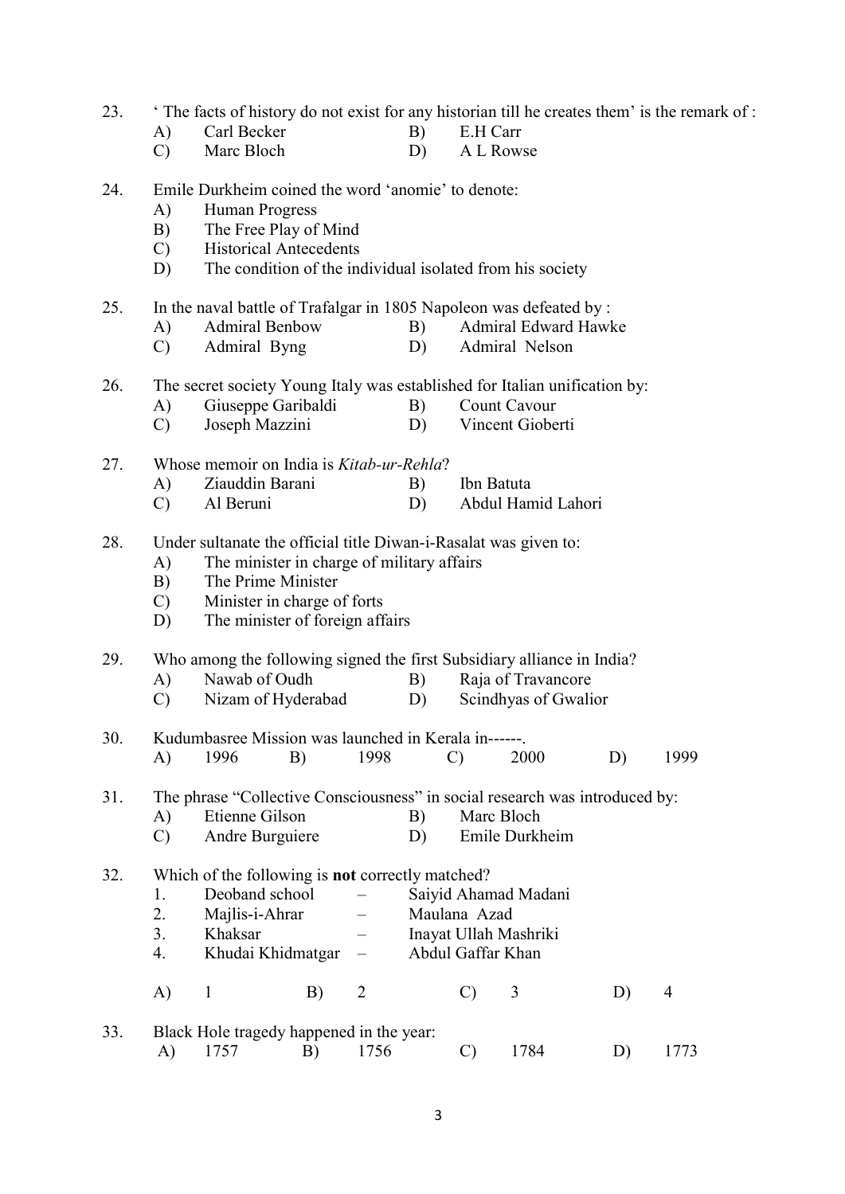23. ' The facts of history do not exist for any historian till he creates them' is the remark of :
    A) Carl Becker B) E.H Carr
    C) Marc Bloch D) A L Rowse

24. Emile Durkheim coined the word 'anomie' to denote:
    A) Human Progress
    B) The Free Play of Mind
    C) Historical Antecedents
    D) The condition of the individual isolated from his society

25. In the naval battle of Trafalgar in 1805 Napoleon was defeated by :
    A) Admiral Benbow B) Admiral Edward Hawke
    C) Admiral Byng D) Admiral Nelson

26. The secret society Young Italy was established for Italian unification by:
    A) Giuseppe Garibaldi B) Count Cavour
    C) Joseph Mazzini D) Vincent Gioberti

27. Whose memoir on India is *Kitab-ur-Rehla*?
    A) Ziauddin Barani B) Ibn Batuta
    C) Al Beruni D) Abdul Hamid Lahori

28. Under sultanate the official title Diwan-i-Rasalat was given to:
    A) The minister in charge of military affairs
    B) The Prime Minister
    C) Minister in charge of forts
    D) The minister of foreign affairs

29. Who among the following signed the first Subsidiary alliance in India?
    A) Nawab of Oudh B) Raja of Travancore
    C) Nizam of Hyderabad D) Scindhyas of Gwalior

30. Kudumbasree Mission was launched in Kerala in------.
    A) 1996 B) 1998 C) 2000 D) 1999

31. The phrase "Collective Consciousness" in social research was introduced by:
    A) Etienne Gilson B) Marc Bloch
    C) Andre Burguiere D) Emile Durkheim

32. Which of the following is **not** correctly matched?
    1. Deoband school – Saiyid Ahamad Madani
    2. Majlis-i-Ahrar – Maulana Azad
    3. Khaksar – Inayat Ullah Mashriki
    4. Khudai Khidmatgar – Abdul Gaffar Khan

    A) 1 B) 2 C) 3 D) 4

33. Black Hole tragedy happened in the year:
    A) 1757 B) 1756 C) 1784 D) 1773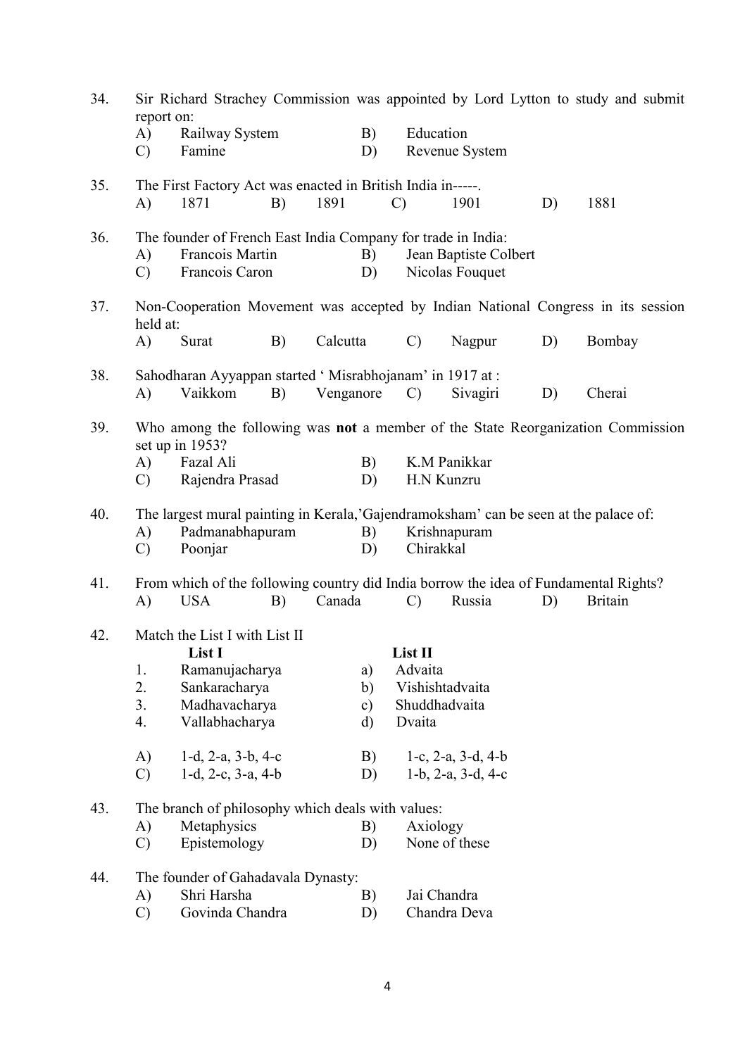34. Sir Richard Strachey Commission was appointed by Lord Lytton to study and submit report on:

A) Railway System B) Education
C) Famine D) Revenue System

35. The First Factory Act was enacted in British India in-----.

A) 1871 B) 1891 C) 1901 D) 1881

36. The founder of French East India Company for trade in India:

A) Francois Martin B) Jean Baptiste Colbert
C) Francois Caron D) Nicolas Fouquet

37. Non-Cooperation Movement was accepted by Indian National Congress in its session held at:

A) Surat B) Calcutta C) Nagpur D) Bombay

38. Sahodharan Ayyappan started ' Misrabhojanam' in 1917 at :

A) Vaikkom B) Venganore C) Sivagiri D) Cherai

39. Who among the following was **not** a member of the State Reorganization Commission set up in 1953?

A) Fazal Ali B) K.M Panikkar
C) Rajendra Prasad D) H.N Kunzru

40. The largest mural painting in Kerala,'Gajendramoksham' can be seen at the palace of:

A) Padmanabhapuram B) Krishnapuram
C) Poonjar D) Chirakkal

41. From which of the following country did India borrow the idea of Fundamental Rights?

A) USA B) Canada C) Russia D) Britain

42. Match the List I with List II

| List I | List II |
|---|---|
| 1. Ramanujacharya | a) Advaita |
| 2. Sankaracharya | b) Vishishtadvaita |
| 3. Madhavacharya | c) Shuddhadvaita |
| 4. Vallabhacharya | d) Dvaita |

A) 1-d, 2-a, 3-b, 4-c B) 1-c, 2-a, 3-d, 4-b
C) 1-d, 2-c, 3-a, 4-b D) 1-b, 2-a, 3-d, 4-c

43. The branch of philosophy which deals with values:

A) Metaphysics B) Axiology
C) Epistemology D) None of these

44. The founder of Gahadavala Dynasty:

A) Shri Harsha B) Jai Chandra
C) Govinda Chandra D) Chandra Deva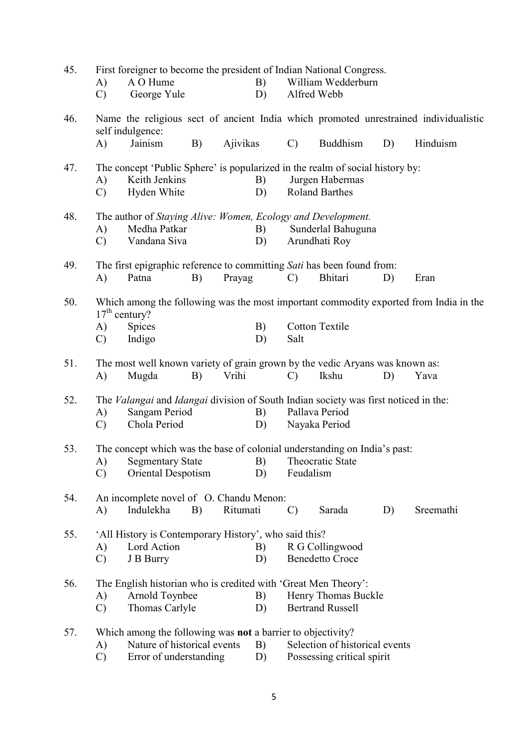45. First foreigner to become the president of Indian National Congress.
    A) A O Hume    B) William Wedderburn
    C) George Yule    D) Alfred Webb

46. Name the religious sect of ancient India which promoted unrestrained individualistic self indulgence:
    A) Jainism    B) Ajivikas    C) Buddhism    D) Hinduism

47. The concept 'Public Sphere' is popularized in the realm of social history by:
    A) Keith Jenkins    B) Jurgen Habermas
    C) Hyden White    D) Roland Barthes

48. The author of *Staying Alive: Women, Ecology and Development.*
    A) Medha Patkar    B) Sunderlal Bahuguna
    C) Vandana Siva    D) Arundhati Roy

49. The first epigraphic reference to committing *Sati* has been found from:
    A) Patna    B) Prayag    C) Bhitari    D) Eran

50. Which among the following was the most important commodity exported from India in the 17th century?
    A) Spices    B) Cotton Textile
    C) Indigo    D) Salt

51. The most well known variety of grain grown by the vedic Aryans was known as:
    A) Mugda    B) Vrihi    C) Ikshu    D) Yava

52. The *Valangai* and *Idangai* division of South Indian society was first noticed in the:
    A) Sangam Period    B) Pallava Period
    C) Chola Period    D) Nayaka Period

53. The concept which was the base of colonial understanding on India's past:
    A) Segmentary State    B) Theocratic State
    C) Oriental Despotism    D) Feudalism

54. An incomplete novel of O. Chandu Menon:
    A) Indulekha    B) Ritumati    C) Sarada    D) Sreemathi

55. 'All History is Contemporary History', who said this?
    A) Lord Action    B) R G Collingwood
    C) J B Burry    D) Benedetto Croce

56. The English historian who is credited with 'Great Men Theory':
    A) Arnold Toynbee    B) Henry Thomas Buckle
    C) Thomas Carlyle    D) Bertrand Russell

57. Which among the following was **not** a barrier to objectivity?
    A) Nature of historical events    B) Selection of historical events
    C) Error of understanding    D) Possessing critical spirit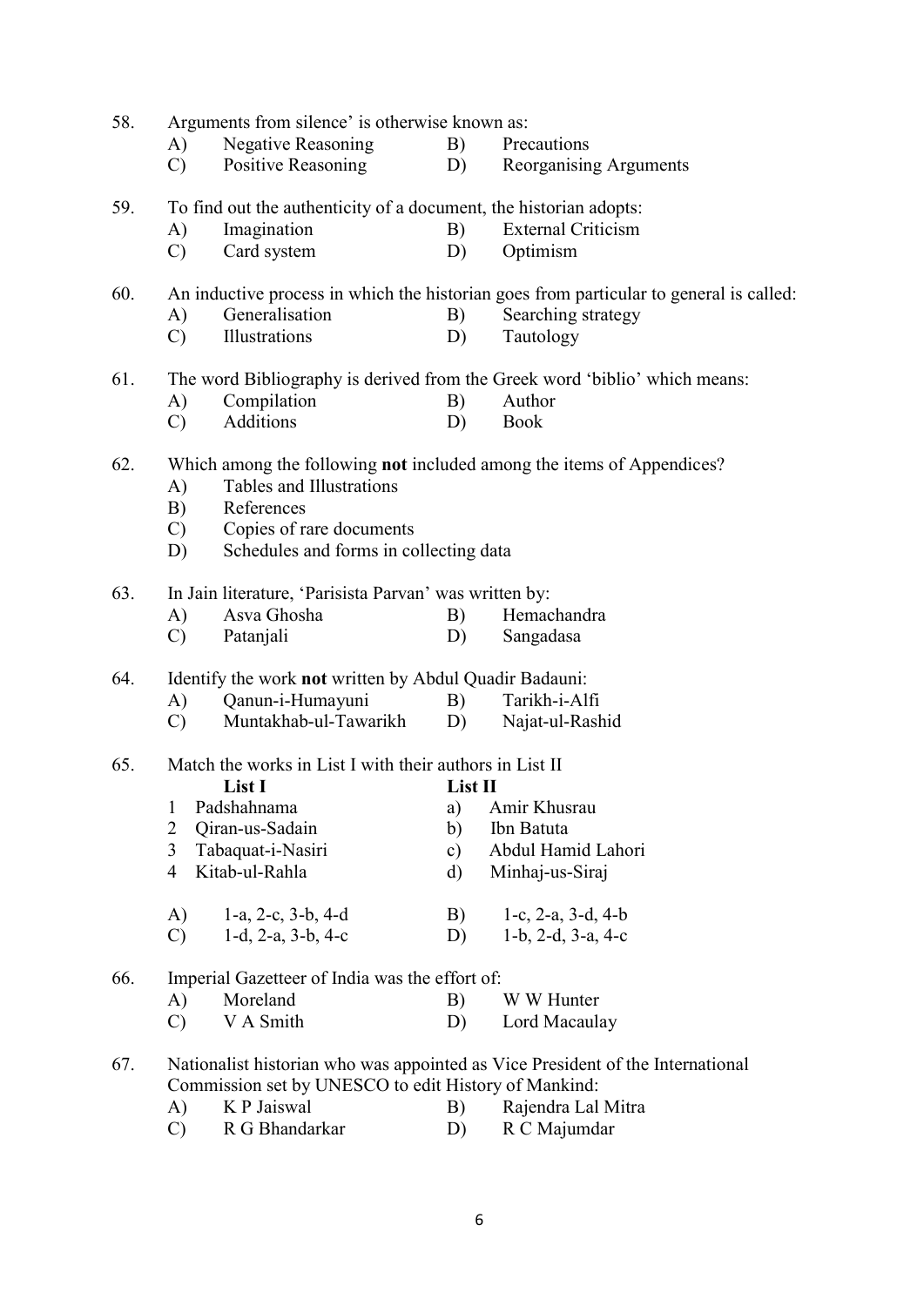58. Arguments from silence' is otherwise known as:
   A) Negative Reasoning B) Precautions
   C) Positive Reasoning D) Reorganising Arguments

59. To find out the authenticity of a document, the historian adopts:
   A) Imagination B) External Criticism
   C) Card system D) Optimism

60. An inductive process in which the historian goes from particular to general is called:
   A) Generalisation B) Searching strategy
   C) Illustrations D) Tautology

61. The word Bibliography is derived from the Greek word 'biblio' which means:
   A) Compilation B) Author
   C) Additions D) Book

62. Which among the following **not** included among the items of Appendices?
   A) Tables and Illustrations
   B) References
   C) Copies of rare documents
   D) Schedules and forms in collecting data

63. In Jain literature, 'Parisista Parvan' was written by:
   A) Asva Ghosha B) Hemachandra
   C) Patanjali D) Sangadasa

64. Identify the work **not** written by Abdul Quadir Badauni:
   A) Qanun-i-Humayuni B) Tarikh-i-Alfi
   C) Muntakhab-ul-Tawarikh D) Najat-ul-Rashid

65. Match the works in List I with their authors in List II

| List I | List II |
|---|---|
| 1 Padshahnama | a) Amir Khusrau |
| 2 Qiran-us-Sadain | b) Ibn Batuta |
| 3 Tabaquat-i-Nasiri | c) Abdul Hamid Lahori |
| 4 Kitab-ul-Rahla | d) Minhaj-us-Siraj |

   A) 1-a, 2-c, 3-b, 4-d B) 1-c, 2-a, 3-d, 4-b
   C) 1-d, 2-a, 3-b, 4-c D) 1-b, 2-d, 3-a, 4-c

66. Imperial Gazetteer of India was the effort of:
   A) Moreland B) W W Hunter
   C) V A Smith D) Lord Macaulay

67. Nationalist historian who was appointed as Vice President of the International Commission set by UNESCO to edit History of Mankind:
   A) K P Jaiswal B) Rajendra Lal Mitra
   C) R G Bhandarkar D) R C Majumdar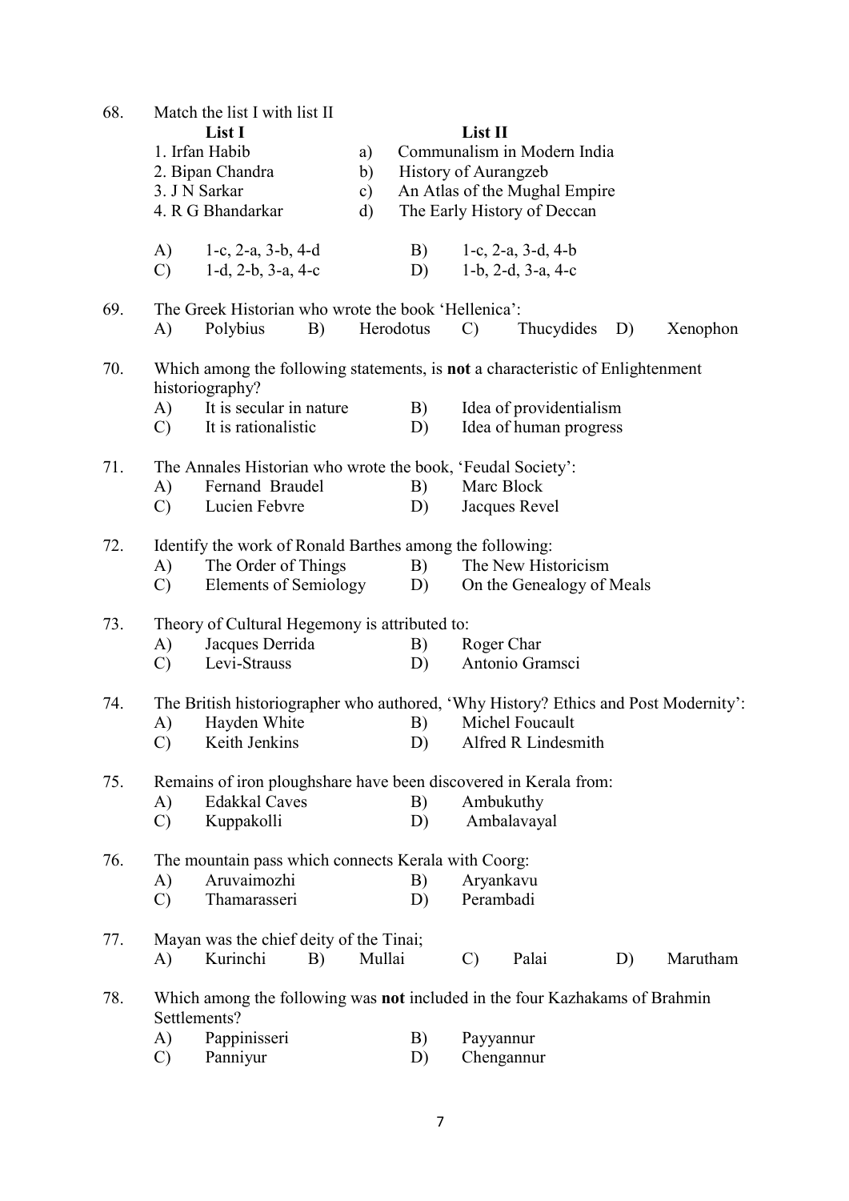68. Match the list I with list II

| List I | | List II |
|---|---|---|
| 1. Irfan Habib | a) | Communalism in Modern India |
| 2. Bipan Chandra | b) | History of Aurangzeb |
| 3. J N Sarkar | c) | An Atlas of the Mughal Empire |
| 4. R G Bhandarkar | d) | The Early History of Deccan |

A) 1-c, 2-a, 3-b, 4-d  B) 1-c, 2-a, 3-d, 4-b
C) 1-d, 2-b, 3-a, 4-c  D) 1-b, 2-d, 3-a, 4-c

69. The Greek Historian who wrote the book 'Hellenica':
A) Polybius  B) Herodotus  C) Thucydides  D) Xenophon

70. Which among the following statements, is **not** a characteristic of Enlightenment historiography?
A) It is secular in nature  B) Idea of providentialism
C) It is rationalistic  D) Idea of human progress

71. The Annales Historian who wrote the book, 'Feudal Society':
A) Fernand Braudel  B) Marc Block
C) Lucien Febvre  D) Jacques Revel

72. Identify the work of Ronald Barthes among the following:
A) The Order of Things  B) The New Historicism
C) Elements of Semiology  D) On the Genealogy of Meals

73. Theory of Cultural Hegemony is attributed to:
A) Jacques Derrida  B) Roger Char
C) Levi-Strauss  D) Antonio Gramsci

74. The British historiographer who authored, 'Why History? Ethics and Post Modernity':
A) Hayden White  B) Michel Foucault
C) Keith Jenkins  D) Alfred R Lindesmith

75. Remains of iron ploughshare have been discovered in Kerala from:
A) Edakkal Caves  B) Ambukuthy
C) Kuppakolli  D) Ambalavayal

76. The mountain pass which connects Kerala with Coorg:
A) Aruvaimozhi  B) Aryankavu
C) Thamarasseri  D) Perambadi

77. Mayan was the chief deity of the Tinai;
A) Kurinchi  B) Mullai  C) Palai  D) Marutham

78. Which among the following was **not** included in the four Kazhakams of Brahmin Settlements?
A) Pappinisseri  B) Payyannur
C) Panniyur  D) Chengannur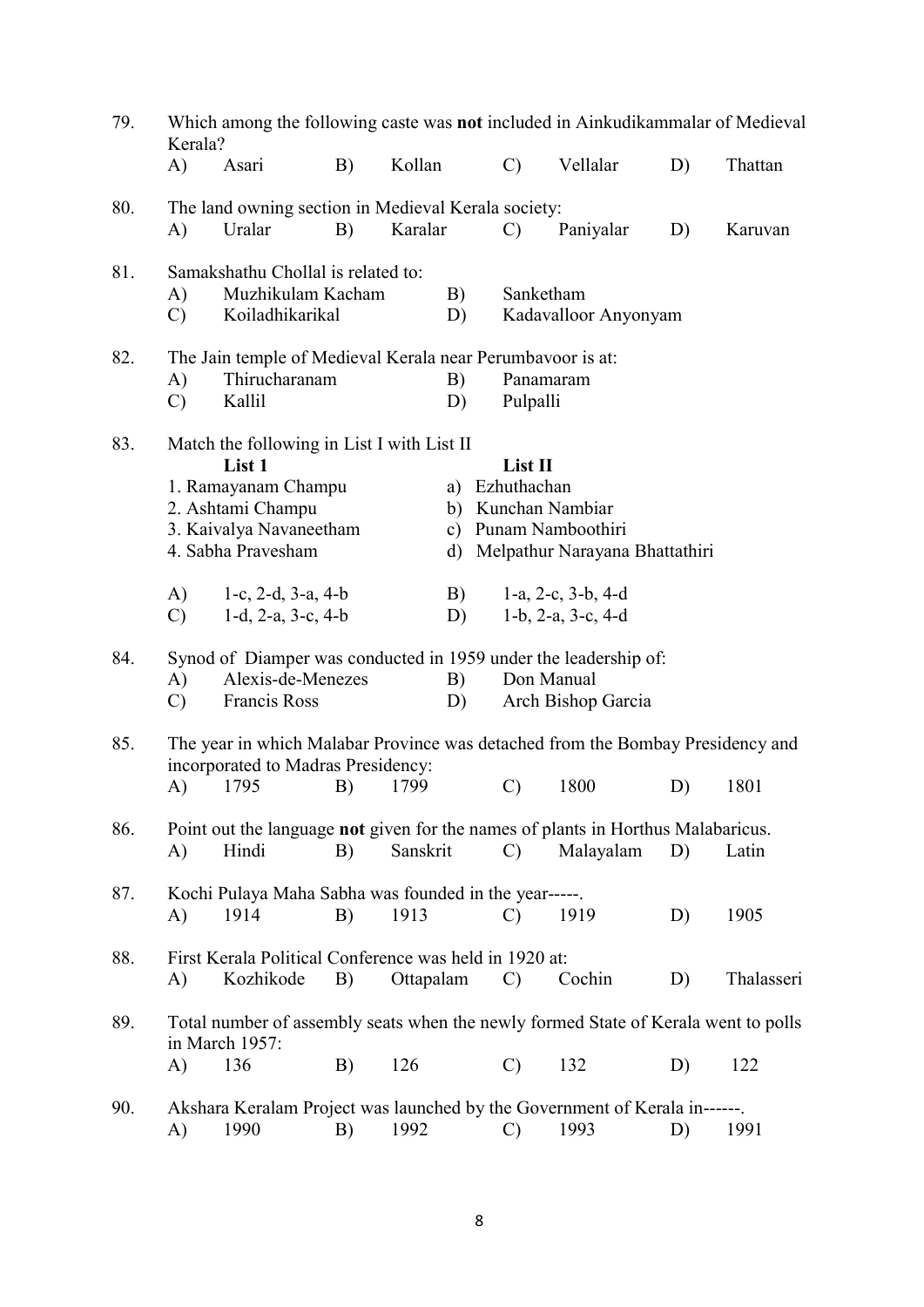79. Which among the following caste was **not** included in Ainkudikammalar of Medieval Kerala?
   A) Asari B) Kollan C) Vellalar D) Thattan

80. The land owning section in Medieval Kerala society:
   A) Uralar B) Karalar C) Paniyalar D) Karuvan

81. Samakshathu Chollal is related to:
   A) Muzhikulam Kacham B) Sanketham
   C) Koiladhikarikal D) Kadavalloor Anyonyam

82. The Jain temple of Medieval Kerala near Perumbavoor is at:
   A) Thirucharanam B) Panamaram
   C) Kallil D) Pulpalli

83. Match the following in List I with List II

| List 1 | List II |
|---|---|
| 1. Ramayanam Champu | a) Ezhuthachan |
| 2. Ashtami Champu | b) Kunchan Nambiar |
| 3. Kaivalya Navaneetham | c) Punam Namboothiri |
| 4. Sabha Pravesham | d) Melpathur Narayana Bhattathiri |

   A) 1-c, 2-d, 3-a, 4-b B) 1-a, 2-c, 3-b, 4-d
   C) 1-d, 2-a, 3-c, 4-b D) 1-b, 2-a, 3-c, 4-d

84. Synod of Diamper was conducted in 1959 under the leadership of:
   A) Alexis-de-Menezes B) Don Manual
   C) Francis Ross D) Arch Bishop Garcia

85. The year in which Malabar Province was detached from the Bombay Presidency and incorporated to Madras Presidency:
   A) 1795 B) 1799 C) 1800 D) 1801

86. Point out the language **not** given for the names of plants in Horthus Malabaricus.
   A) Hindi B) Sanskrit C) Malayalam D) Latin

87. Kochi Pulaya Maha Sabha was founded in the year-----.
   A) 1914 B) 1913 C) 1919 D) 1905

88. First Kerala Political Conference was held in 1920 at:
   A) Kozhikode B) Ottapalam C) Cochin D) Thalasseri

89. Total number of assembly seats when the newly formed State of Kerala went to polls in March 1957:
   A) 136 B) 126 C) 132 D) 122

90. Akshara Keralam Project was launched by the Government of Kerala in------.
   A) 1990 B) 1992 C) 1993 D) 1991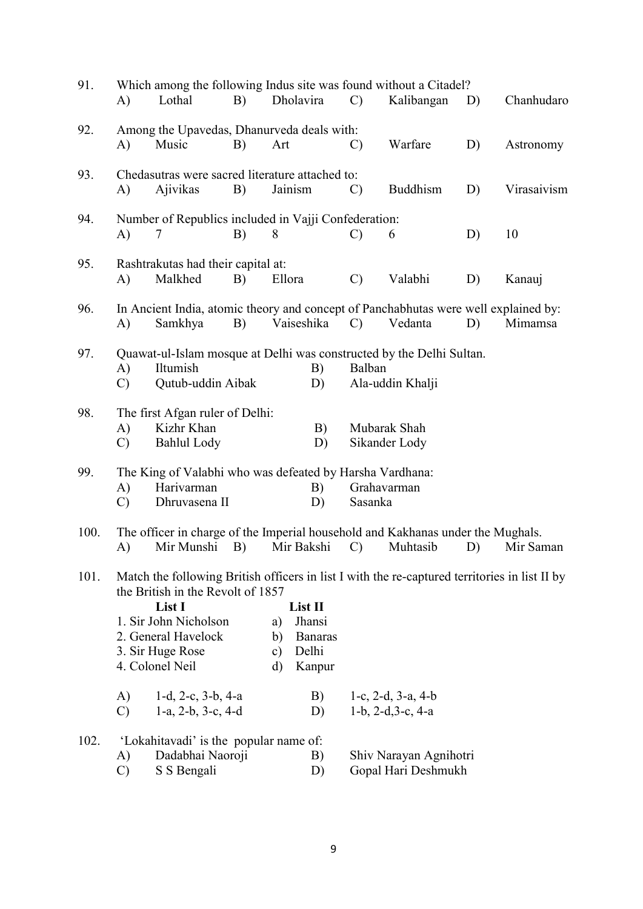91. Which among the following Indus site was found without a Citadel?

A) Lothal B) Dholavira C) Kalibangan D) Chanhudaro

92. Among the Upavedas, Dhanurveda deals with:

A) Music B) Art C) Warfare D) Astronomy

93. Chedasutras were sacred literature attached to:

A) Ajivikas B) Jainism C) Buddhism D) Virasaivism

94. Number of Republics included in Vajji Confederation:

A) 7 B) 8 C) 6 D) 10

95. Rashtrakutas had their capital at:

A) Malkhed B) Ellora C) Valabhi D) Kanauj

96. In Ancient India, atomic theory and concept of Panchabhutas were well explained by:

A) Samkhya B) Vaiseshika C) Vedanta D) Mimamsa

97. Quawat-ul-Islam mosque at Delhi was constructed by the Delhi Sultan.

A) Iltumish
B) Balban
C) Qutub-uddin Aibak
D) Ala-uddin Khalji

98. The first Afgan ruler of Delhi:

A) Kizhr Khan
B) Mubarak Shah
C) Bahlul Lody
D) Sikander Lody

99. The King of Valabhi who was defeated by Harsha Vardhana:

A) Harivarman
B) Grahavarman
C) Dhruvasena II
D) Sasanka

100. The officer in charge of the Imperial household and Kakhanas under the Mughals.

A) Mir Munshi B) Mir Bakshi C) Muhtasib D) Mir Saman

101. Match the following British officers in list I with the re-captured territories in list II by the British in the Revolt of 1857

| List I | List II |
|---|---|
| 1. Sir John Nicholson | a) Jhansi |
| 2. General Havelock | b) Banaras |
| 3. Sir Huge Rose | c) Delhi |
| 4. Colonel Neil | d) Kanpur |

A) 1-d, 2-c, 3-b, 4-a
B) 1-c, 2-d, 3-a, 4-b
C) 1-a, 2-b, 3-c, 4-d
D) 1-b, 2-d,3-c, 4-a

102. 'Lokahitavadi' is the popular name of:

A) Dadabhai Naoroji
B) Shiv Narayan Agnihotri
C) S S Bengali
D) Gopal Hari Deshmukh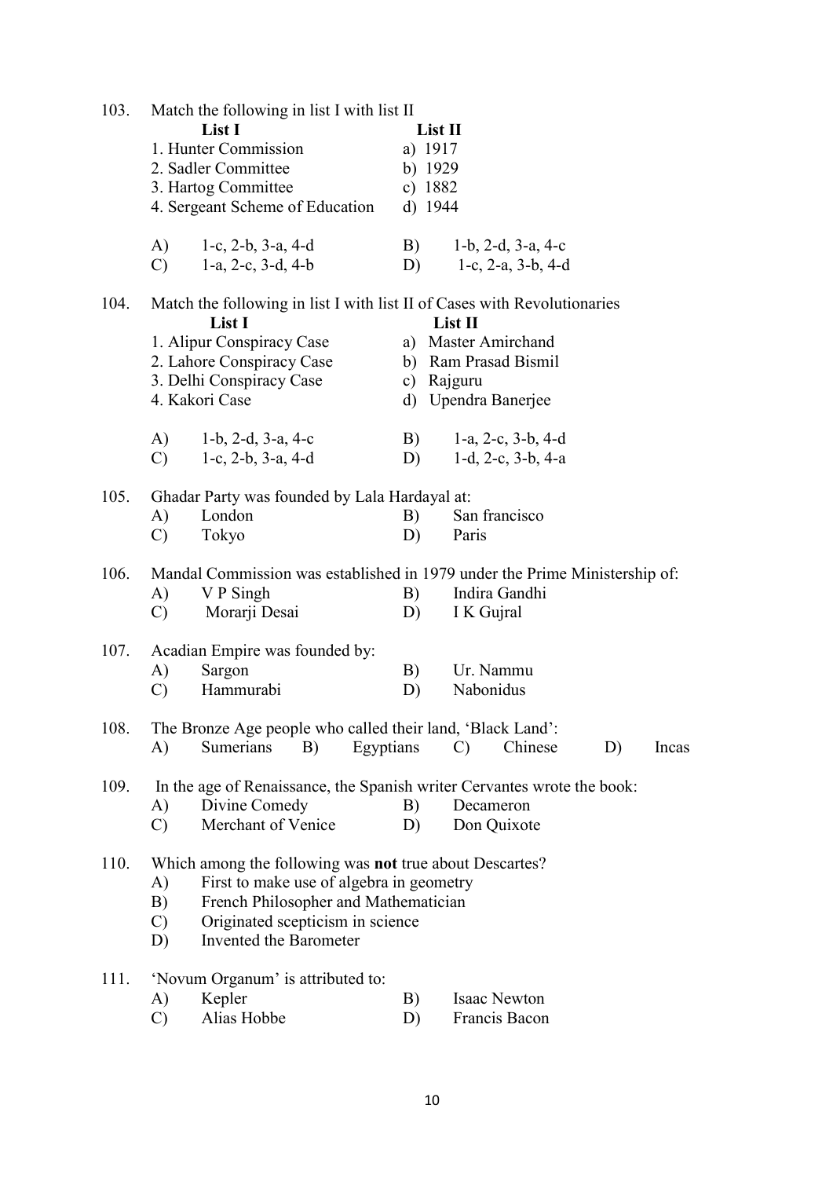103. Match the following in list I with list II

| List I | List II |
|---|---|
| 1. Hunter Commission | a) 1917 |
| 2. Sadler Committee | b) 1929 |
| 3. Hartog Committee | c) 1882 |
| 4. Sergeant Scheme of Education | d) 1944 |

A) 1-c, 2-b, 3-a, 4-d  B) 1-b, 2-d, 3-a, 4-c
C) 1-a, 2-c, 3-d, 4-b  D) 1-c, 2-a, 3-b, 4-d

104. Match the following in list I with list II of Cases with Revolutionaries

| List I | List II |
|---|---|
| 1. Alipur Conspiracy Case | a) Master Amirchand |
| 2. Lahore Conspiracy Case | b) Ram Prasad Bismil |
| 3. Delhi Conspiracy Case | c) Rajguru |
| 4. Kakori Case | d) Upendra Banerjee |

A) 1-b, 2-d, 3-a, 4-c  B) 1-a, 2-c, 3-b, 4-d
C) 1-c, 2-b, 3-a, 4-d  D) 1-d, 2-c, 3-b, 4-a

105. Ghadar Party was founded by Lala Hardayal at:
A) London  B) San francisco
C) Tokyo  D) Paris

106. Mandal Commission was established in 1979 under the Prime Ministership of:
A) V P Singh  B) Indira Gandhi
C) Morarji Desai  D) I K Gujral

107. Acadian Empire was founded by:
A) Sargon  B) Ur. Nammu
C) Hammurabi  D) Nabonidus

108. The Bronze Age people who called their land, 'Black Land':
A) Sumerians  B) Egyptians  C) Chinese  D) Incas

109. In the age of Renaissance, the Spanish writer Cervantes wrote the book:
A) Divine Comedy  B) Decameron
C) Merchant of Venice  D) Don Quixote

110. Which among the following was **not** true about Descartes?
A) First to make use of algebra in geometry
B) French Philosopher and Mathematician
C) Originated scepticism in science
D) Invented the Barometer

111. 'Novum Organum' is attributed to:
A) Kepler  B) Isaac Newton
C) Alias Hobbe  D) Francis Bacon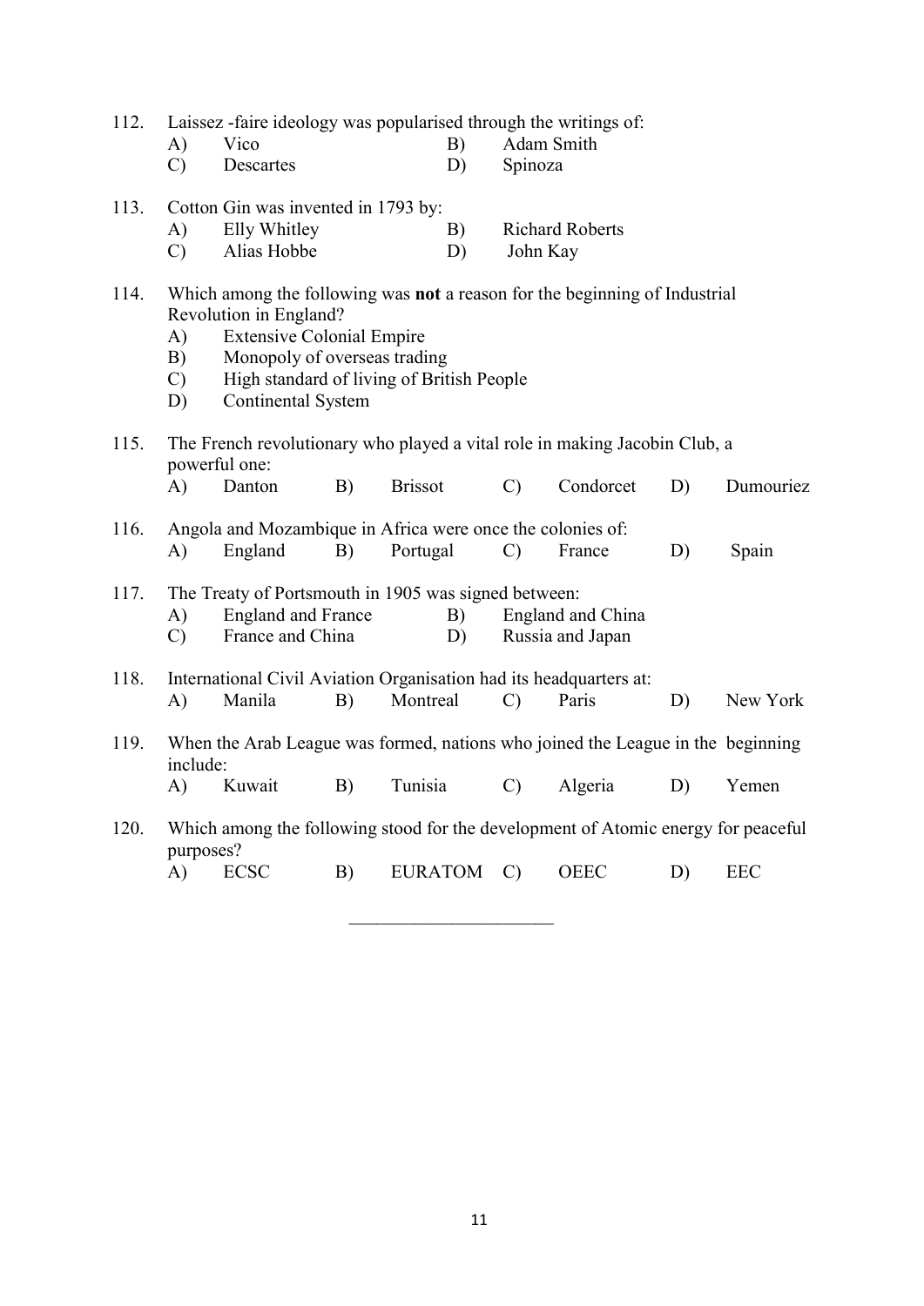112. Laissez -faire ideology was popularised through the writings of:

   A) Vico  B) Adam Smith
   C) Descartes  D) Spinoza

113. Cotton Gin was invented in 1793 by:

   A) Elly Whitley  B) Richard Roberts
   C) Alias Hobbe  D) John Kay

114. Which among the following was **not** a reason for the beginning of Industrial Revolution in England?

   A) Extensive Colonial Empire
   B) Monopoly of overseas trading
   C) High standard of living of British People
   D) Continental System

115. The French revolutionary who played a vital role in making Jacobin Club, a powerful one:

   A) Danton  B) Brissot  C) Condorcet  D) Dumouriez

116. Angola and Mozambique in Africa were once the colonies of:

   A) England  B) Portugal  C) France  D) Spain

117. The Treaty of Portsmouth in 1905 was signed between:

   A) England and France  B) England and China
   C) France and China  D) Russia and Japan

118. International Civil Aviation Organisation had its headquarters at:

   A) Manila  B) Montreal  C) Paris  D) New York

119. When the Arab League was formed, nations who joined the League in the beginning include:

   A) Kuwait  B) Tunisia  C) Algeria  D) Yemen

120. Which among the following stood for the development of Atomic energy for peaceful purposes?

   A) ECSC  B) EURATOM  C) OEEC  D) EEC

______________________